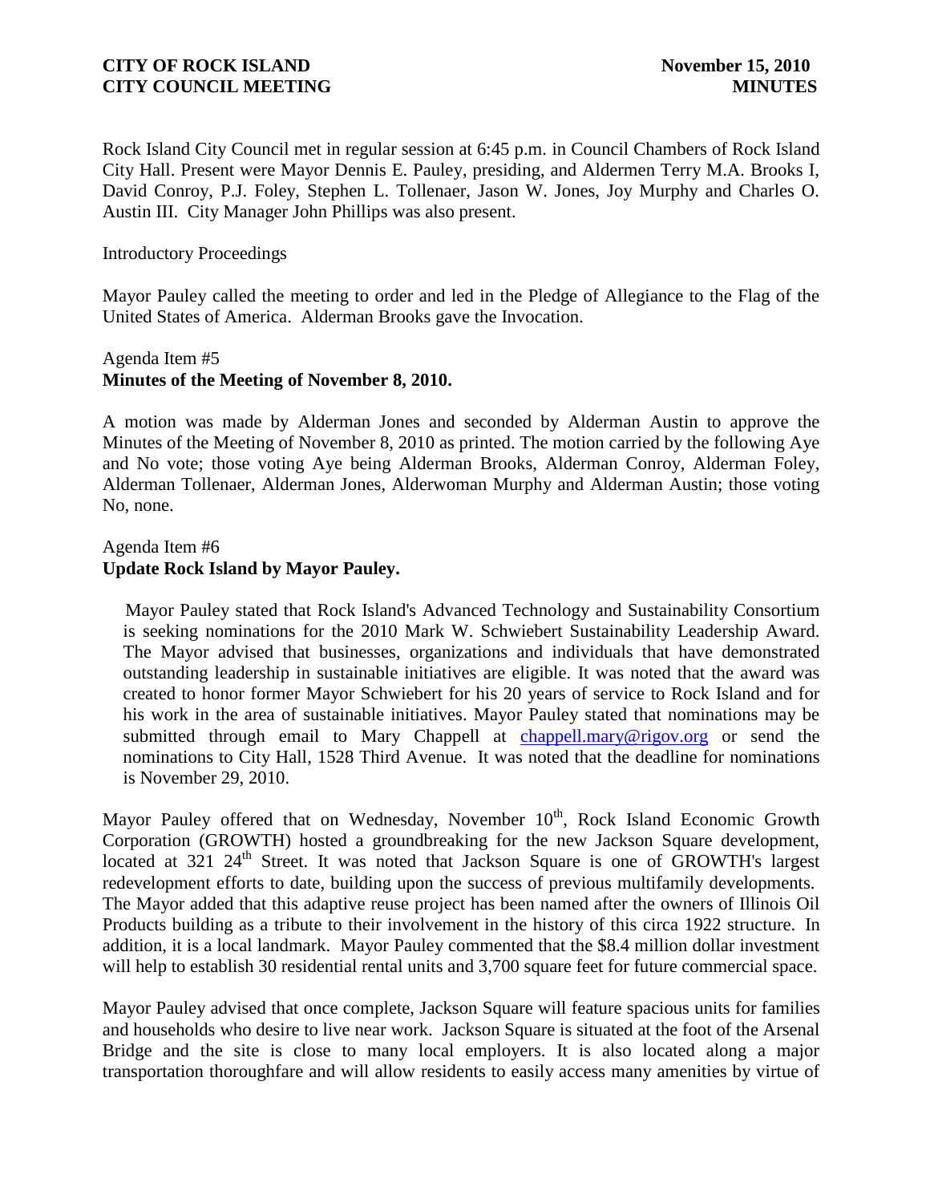Rock Island City Council met in regular session at 6:45 p.m. in Council Chambers of Rock Island City Hall. Present were Mayor Dennis E. Pauley, presiding, and Aldermen Terry M.A. Brooks I, David Conroy, P.J. Foley, Stephen L. Tollenaer, Jason W. Jones, Joy Murphy and Charles O. Austin III. City Manager John Phillips was also present.

Introductory Proceedings

Mayor Pauley called the meeting to order and led in the Pledge of Allegiance to the Flag of the United States of America. Alderman Brooks gave the Invocation.

Agenda Item #5
**Minutes of the Meeting of November 8, 2010.**

A motion was made by Alderman Jones and seconded by Alderman Austin to approve the Minutes of the Meeting of November 8, 2010 as printed. The motion carried by the following Aye and No vote; those voting Aye being Alderman Brooks, Alderman Conroy, Alderman Foley, Alderman Tollenaer, Alderman Jones, Alderwoman Murphy and Alderman Austin; those voting No, none.

Agenda Item #6
**Update Rock Island by Mayor Pauley.**

Mayor Pauley stated that Rock Island's Advanced Technology and Sustainability Consortium is seeking nominations for the 2010 Mark W. Schwiebert Sustainability Leadership Award. The Mayor advised that businesses, organizations and individuals that have demonstrated outstanding leadership in sustainable initiatives are eligible. It was noted that the award was created to honor former Mayor Schwiebert for his 20 years of service to Rock Island and for his work in the area of sustainable initiatives. Mayor Pauley stated that nominations may be submitted through email to Mary Chappell at chappell.mary@rigov.org or send the nominations to City Hall, 1528 Third Avenue. It was noted that the deadline for nominations is November 29, 2010.

Mayor Pauley offered that on Wednesday, November 10th, Rock Island Economic Growth Corporation (GROWTH) hosted a groundbreaking for the new Jackson Square development, located at 321 24th Street. It was noted that Jackson Square is one of GROWTH's largest redevelopment efforts to date, building upon the success of previous multifamily developments. The Mayor added that this adaptive reuse project has been named after the owners of Illinois Oil Products building as a tribute to their involvement in the history of this circa 1922 structure. In addition, it is a local landmark. Mayor Pauley commented that the $8.4 million dollar investment will help to establish 30 residential rental units and 3,700 square feet for future commercial space.

Mayor Pauley advised that once complete, Jackson Square will feature spacious units for families and households who desire to live near work. Jackson Square is situated at the foot of the Arsenal Bridge and the site is close to many local employers. It is also located along a major transportation thoroughfare and will allow residents to easily access many amenities by virtue of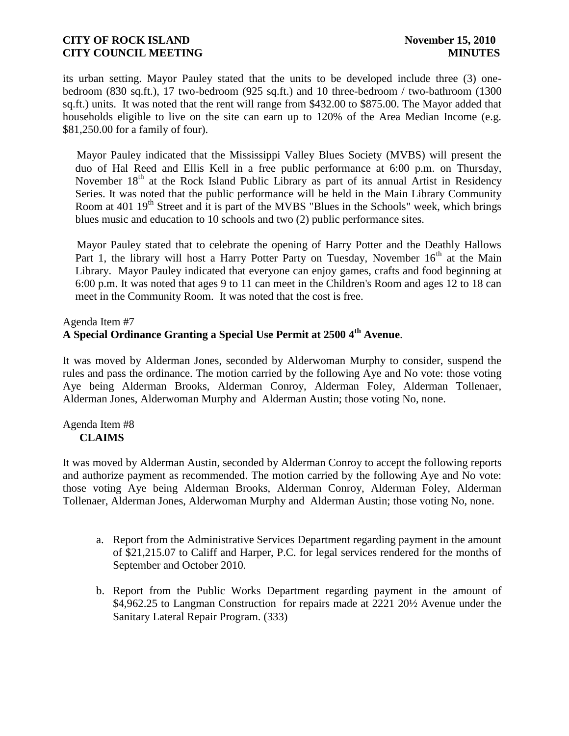its urban setting. Mayor Pauley stated that the units to be developed include three (3) one-bedroom (830 sq.ft.), 17 two-bedroom (925 sq.ft.) and 10 three-bedroom / two-bathroom (1300 sq.ft.) units. It was noted that the rent will range from $432.00 to $875.00. The Mayor added that households eligible to live on the site can earn up to 120% of the Area Median Income (e.g. $81,250.00 for a family of four).

Mayor Pauley indicated that the Mississippi Valley Blues Society (MVBS) will present the duo of Hal Reed and Ellis Kell in a free public performance at 6:00 p.m. on Thursday, November 18th at the Rock Island Public Library as part of its annual Artist in Residency Series. It was noted that the public performance will be held in the Main Library Community Room at 401 19th Street and it is part of the MVBS "Blues in the Schools" week, which brings blues music and education to 10 schools and two (2) public performance sites.

Mayor Pauley stated that to celebrate the opening of Harry Potter and the Deathly Hallows Part 1, the library will host a Harry Potter Party on Tuesday, November 16th at the Main Library. Mayor Pauley indicated that everyone can enjoy games, crafts and food beginning at 6:00 p.m. It was noted that ages 9 to 11 can meet in the Children's Room and ages 12 to 18 can meet in the Community Room. It was noted that the cost is free.

Agenda Item #7
**A Special Ordinance Granting a Special Use Permit at 2500 4th Avenue**.

It was moved by Alderman Jones, seconded by Alderwoman Murphy to consider, suspend the rules and pass the ordinance. The motion carried by the following Aye and No vote: those voting Aye being Alderman Brooks, Alderman Conroy, Alderman Foley, Alderman Tollenaer, Alderman Jones, Alderwoman Murphy and Alderman Austin; those voting No, none.

Agenda Item #8
**CLAIMS**

It was moved by Alderman Austin, seconded by Alderman Conroy to accept the following reports and authorize payment as recommended. The motion carried by the following Aye and No vote: those voting Aye being Alderman Brooks, Alderman Conroy, Alderman Foley, Alderman Tollenaer, Alderman Jones, Alderwoman Murphy and Alderman Austin; those voting No, none.

a. Report from the Administrative Services Department regarding payment in the amount of $21,215.07 to Califf and Harper, P.C. for legal services rendered for the months of September and October 2010.

b. Report from the Public Works Department regarding payment in the amount of $4,962.25 to Langman Construction for repairs made at 2221 20½ Avenue under the Sanitary Lateral Repair Program. (333)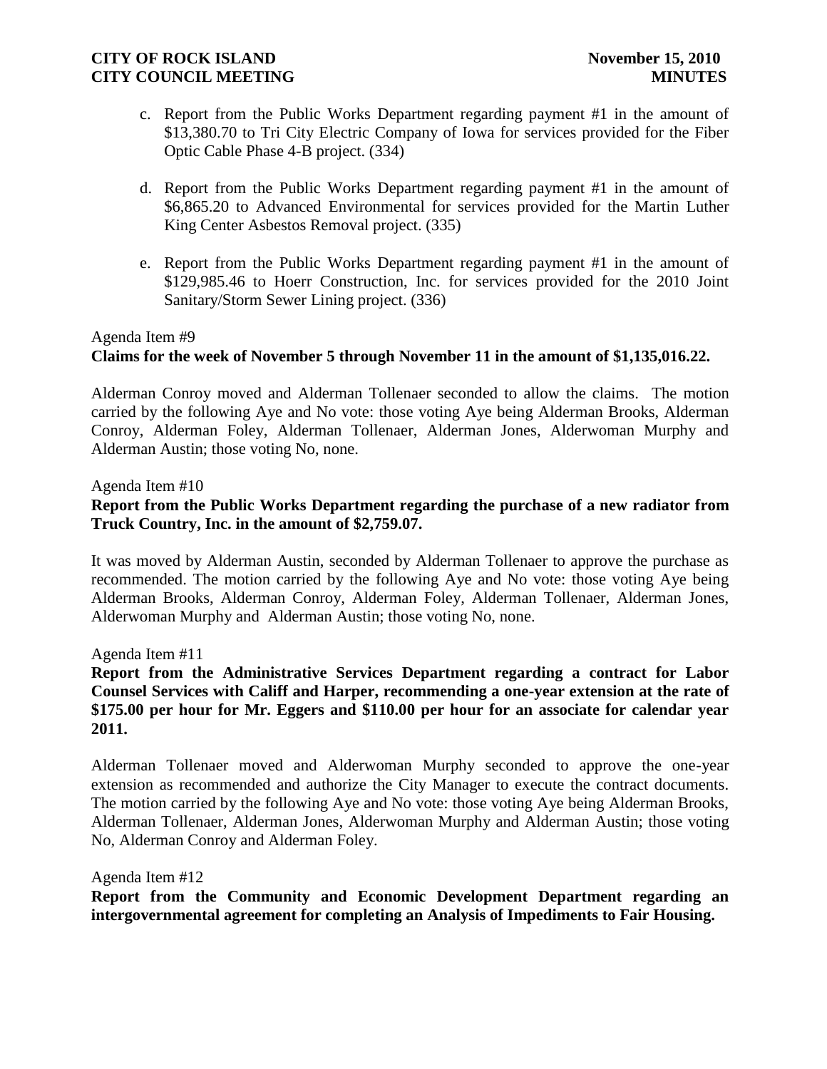c. Report from the Public Works Department regarding payment #1 in the amount of $13,380.70 to Tri City Electric Company of Iowa for services provided for the Fiber Optic Cable Phase 4-B project. (334)

d. Report from the Public Works Department regarding payment #1 in the amount of $6,865.20 to Advanced Environmental for services provided for the Martin Luther King Center Asbestos Removal project. (335)

e. Report from the Public Works Department regarding payment #1 in the amount of $129,985.46 to Hoerr Construction, Inc. for services provided for the 2010 Joint Sanitary/Storm Sewer Lining project. (336)

Agenda Item #9
**Claims for the week of November 5 through November 11 in the amount of $1,135,016.22.**

Alderman Conroy moved and Alderman Tollenaer seconded to allow the claims. The motion carried by the following Aye and No vote: those voting Aye being Alderman Brooks, Alderman Conroy, Alderman Foley, Alderman Tollenaer, Alderman Jones, Alderwoman Murphy and Alderman Austin; those voting No, none.

Agenda Item #10
**Report from the Public Works Department regarding the purchase of a new radiator from Truck Country, Inc. in the amount of $2,759.07.**

It was moved by Alderman Austin, seconded by Alderman Tollenaer to approve the purchase as recommended. The motion carried by the following Aye and No vote: those voting Aye being Alderman Brooks, Alderman Conroy, Alderman Foley, Alderman Tollenaer, Alderman Jones, Alderwoman Murphy and Alderman Austin; those voting No, none.

Agenda Item #11
**Report from the Administrative Services Department regarding a contract for Labor Counsel Services with Califf and Harper, recommending a one-year extension at the rate of $175.00 per hour for Mr. Eggers and $110.00 per hour for an associate for calendar year 2011.**

Alderman Tollenaer moved and Alderwoman Murphy seconded to approve the one-year extension as recommended and authorize the City Manager to execute the contract documents. The motion carried by the following Aye and No vote: those voting Aye being Alderman Brooks, Alderman Tollenaer, Alderman Jones, Alderwoman Murphy and Alderman Austin; those voting No, Alderman Conroy and Alderman Foley.

Agenda Item #12
**Report from the Community and Economic Development Department regarding an intergovernmental agreement for completing an Analysis of Impediments to Fair Housing.**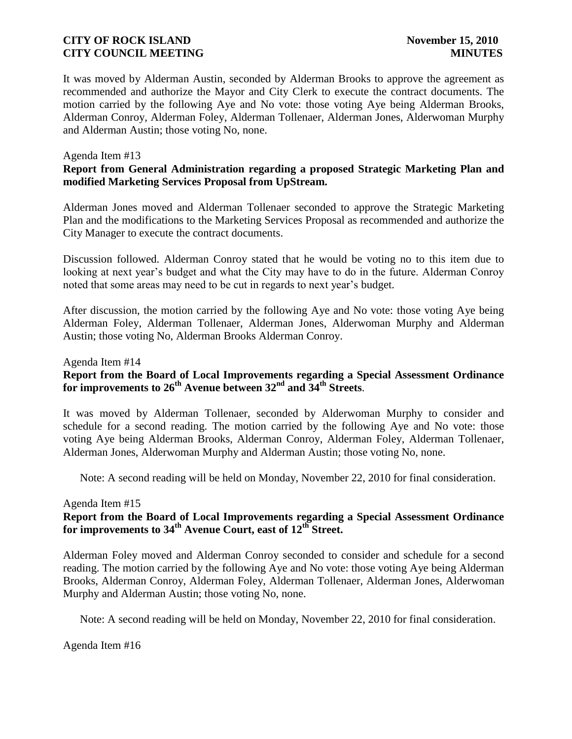It was moved by Alderman Austin, seconded by Alderman Brooks to approve the agreement as recommended and authorize the Mayor and City Clerk to execute the contract documents. The motion carried by the following Aye and No vote: those voting Aye being Alderman Brooks, Alderman Conroy, Alderman Foley, Alderman Tollenaer, Alderman Jones, Alderwoman Murphy and Alderman Austin; those voting No, none.

Agenda Item #13

**Report from General Administration regarding a proposed Strategic Marketing Plan and modified Marketing Services Proposal from UpStream.**

Alderman Jones moved and Alderman Tollenaer seconded to approve the Strategic Marketing Plan and the modifications to the Marketing Services Proposal as recommended and authorize the City Manager to execute the contract documents.

Discussion followed. Alderman Conroy stated that he would be voting no to this item due to looking at next year's budget and what the City may have to do in the future. Alderman Conroy noted that some areas may need to be cut in regards to next year's budget.

After discussion, the motion carried by the following Aye and No vote: those voting Aye being Alderman Foley, Alderman Tollenaer, Alderman Jones, Alderwoman Murphy and Alderman Austin; those voting No, Alderman Brooks Alderman Conroy.

Agenda Item #14

**Report from the Board of Local Improvements regarding a Special Assessment Ordinance for improvements to 26th Avenue between 32nd and 34th Streets**.

It was moved by Alderman Tollenaer, seconded by Alderwoman Murphy to consider and schedule for a second reading. The motion carried by the following Aye and No vote: those voting Aye being Alderman Brooks, Alderman Conroy, Alderman Foley, Alderman Tollenaer, Alderman Jones, Alderwoman Murphy and Alderman Austin; those voting No, none.

Note: A second reading will be held on Monday, November 22, 2010 for final consideration.

Agenda Item #15

**Report from the Board of Local Improvements regarding a Special Assessment Ordinance for improvements to 34th Avenue Court, east of 12th Street.**

Alderman Foley moved and Alderman Conroy seconded to consider and schedule for a second reading. The motion carried by the following Aye and No vote: those voting Aye being Alderman Brooks, Alderman Conroy, Alderman Foley, Alderman Tollenaer, Alderman Jones, Alderwoman Murphy and Alderman Austin; those voting No, none.

Note: A second reading will be held on Monday, November 22, 2010 for final consideration.

Agenda Item #16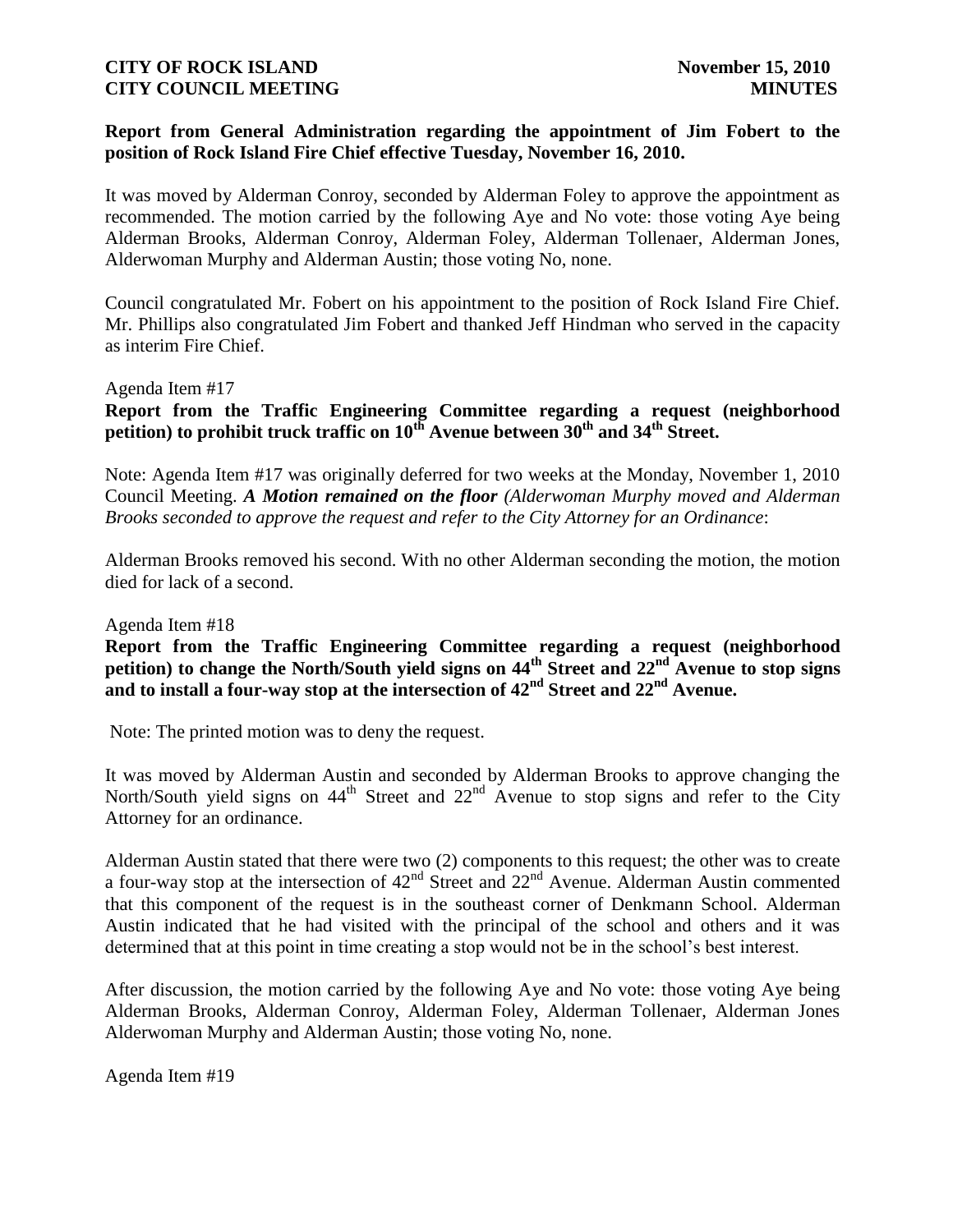**Report from General Administration regarding the appointment of Jim Fobert to the position of Rock Island Fire Chief effective Tuesday, November 16, 2010.**

It was moved by Alderman Conroy, seconded by Alderman Foley to approve the appointment as recommended. The motion carried by the following Aye and No vote: those voting Aye being Alderman Brooks, Alderman Conroy, Alderman Foley, Alderman Tollenaer, Alderman Jones, Alderwoman Murphy and Alderman Austin; those voting No, none.

Council congratulated Mr. Fobert on his appointment to the position of Rock Island Fire Chief. Mr. Phillips also congratulated Jim Fobert and thanked Jeff Hindman who served in the capacity as interim Fire Chief.

Agenda Item #17

**Report from the Traffic Engineering Committee regarding a request (neighborhood petition) to prohibit truck traffic on 10th Avenue between 30th and 34th Street.**

Note: Agenda Item #17 was originally deferred for two weeks at the Monday, November 1, 2010 Council Meeting. ***A Motion remained on the floor*** *(Alderwoman Murphy moved and Alderman Brooks seconded to approve the request and refer to the City Attorney for an Ordinance*:

Alderman Brooks removed his second. With no other Alderman seconding the motion, the motion died for lack of a second.

Agenda Item #18

**Report from the Traffic Engineering Committee regarding a request (neighborhood petition) to change the North/South yield signs on 44th Street and 22nd Avenue to stop signs and to install a four-way stop at the intersection of 42nd Street and 22nd Avenue.**

Note: The printed motion was to deny the request.

It was moved by Alderman Austin and seconded by Alderman Brooks to approve changing the North/South yield signs on 44th Street and 22nd Avenue to stop signs and refer to the City Attorney for an ordinance.

Alderman Austin stated that there were two (2) components to this request; the other was to create a four-way stop at the intersection of 42nd Street and 22nd Avenue. Alderman Austin commented that this component of the request is in the southeast corner of Denkmann School. Alderman Austin indicated that he had visited with the principal of the school and others and it was determined that at this point in time creating a stop would not be in the school's best interest.

After discussion, the motion carried by the following Aye and No vote: those voting Aye being Alderman Brooks, Alderman Conroy, Alderman Foley, Alderman Tollenaer, Alderman Jones Alderwoman Murphy and Alderman Austin; those voting No, none.

Agenda Item #19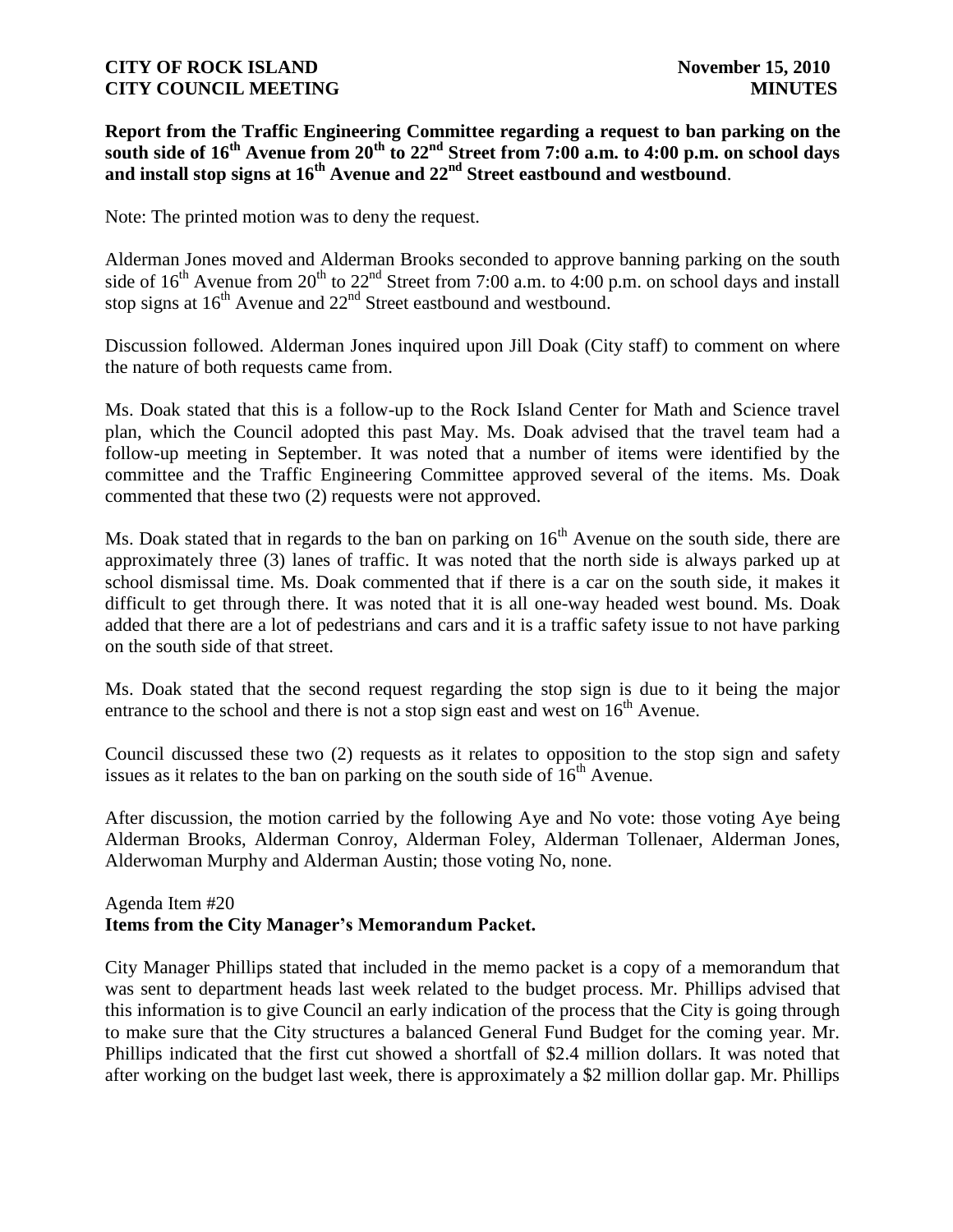**Report from the Traffic Engineering Committee regarding a request to ban parking on the south side of 16th Avenue from 20th to 22nd Street from 7:00 a.m. to 4:00 p.m. on school days and install stop signs at 16th Avenue and 22nd Street eastbound and westbound**.

Note: The printed motion was to deny the request.

Alderman Jones moved and Alderman Brooks seconded to approve banning parking on the south side of 16th Avenue from 20th to 22nd Street from 7:00 a.m. to 4:00 p.m. on school days and install stop signs at 16th Avenue and 22nd Street eastbound and westbound.

Discussion followed. Alderman Jones inquired upon Jill Doak (City staff) to comment on where the nature of both requests came from.

Ms. Doak stated that this is a follow-up to the Rock Island Center for Math and Science travel plan, which the Council adopted this past May. Ms. Doak advised that the travel team had a follow-up meeting in September. It was noted that a number of items were identified by the committee and the Traffic Engineering Committee approved several of the items. Ms. Doak commented that these two (2) requests were not approved.

Ms. Doak stated that in regards to the ban on parking on 16th Avenue on the south side, there are approximately three (3) lanes of traffic. It was noted that the north side is always parked up at school dismissal time. Ms. Doak commented that if there is a car on the south side, it makes it difficult to get through there. It was noted that it is all one-way headed west bound. Ms. Doak added that there are a lot of pedestrians and cars and it is a traffic safety issue to not have parking on the south side of that street.

Ms. Doak stated that the second request regarding the stop sign is due to it being the major entrance to the school and there is not a stop sign east and west on 16th Avenue.

Council discussed these two (2) requests as it relates to opposition to the stop sign and safety issues as it relates to the ban on parking on the south side of 16th Avenue.

After discussion, the motion carried by the following Aye and No vote: those voting Aye being Alderman Brooks, Alderman Conroy, Alderman Foley, Alderman Tollenaer, Alderman Jones, Alderwoman Murphy and Alderman Austin; those voting No, none.

Agenda Item #20

**Items from the City Manager's Memorandum Packet.**

City Manager Phillips stated that included in the memo packet is a copy of a memorandum that was sent to department heads last week related to the budget process. Mr. Phillips advised that this information is to give Council an early indication of the process that the City is going through to make sure that the City structures a balanced General Fund Budget for the coming year. Mr. Phillips indicated that the first cut showed a shortfall of $2.4 million dollars. It was noted that after working on the budget last week, there is approximately a $2 million dollar gap. Mr. Phillips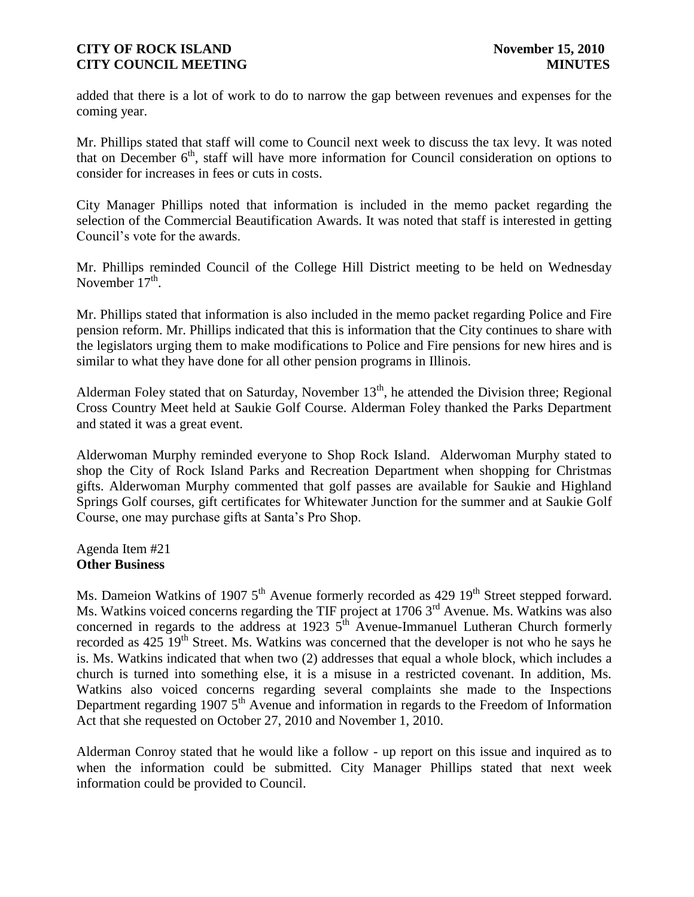added that there is a lot of work to do to narrow the gap between revenues and expenses for the coming year.

Mr. Phillips stated that staff will come to Council next week to discuss the tax levy. It was noted that on December 6th, staff will have more information for Council consideration on options to consider for increases in fees or cuts in costs.

City Manager Phillips noted that information is included in the memo packet regarding the selection of the Commercial Beautification Awards. It was noted that staff is interested in getting Council's vote for the awards.

Mr. Phillips reminded Council of the College Hill District meeting to be held on Wednesday November 17th.

Mr. Phillips stated that information is also included in the memo packet regarding Police and Fire pension reform. Mr. Phillips indicated that this is information that the City continues to share with the legislators urging them to make modifications to Police and Fire pensions for new hires and is similar to what they have done for all other pension programs in Illinois.

Alderman Foley stated that on Saturday, November 13th, he attended the Division three; Regional Cross Country Meet held at Saukie Golf Course. Alderman Foley thanked the Parks Department and stated it was a great event.

Alderwoman Murphy reminded everyone to Shop Rock Island. Alderwoman Murphy stated to shop the City of Rock Island Parks and Recreation Department when shopping for Christmas gifts. Alderwoman Murphy commented that golf passes are available for Saukie and Highland Springs Golf courses, gift certificates for Whitewater Junction for the summer and at Saukie Golf Course, one may purchase gifts at Santa's Pro Shop.

Agenda Item #21
**Other Business**

Ms. Dameion Watkins of 1907 5th Avenue formerly recorded as 429 19th Street stepped forward. Ms. Watkins voiced concerns regarding the TIF project at 1706 3rd Avenue. Ms. Watkins was also concerned in regards to the address at 1923 5th Avenue-Immanuel Lutheran Church formerly recorded as 425 19th Street. Ms. Watkins was concerned that the developer is not who he says he is. Ms. Watkins indicated that when two (2) addresses that equal a whole block, which includes a church is turned into something else, it is a misuse in a restricted covenant. In addition, Ms. Watkins also voiced concerns regarding several complaints she made to the Inspections Department regarding 1907 5th Avenue and information in regards to the Freedom of Information Act that she requested on October 27, 2010 and November 1, 2010.

Alderman Conroy stated that he would like a follow - up report on this issue and inquired as to when the information could be submitted. City Manager Phillips stated that next week information could be provided to Council.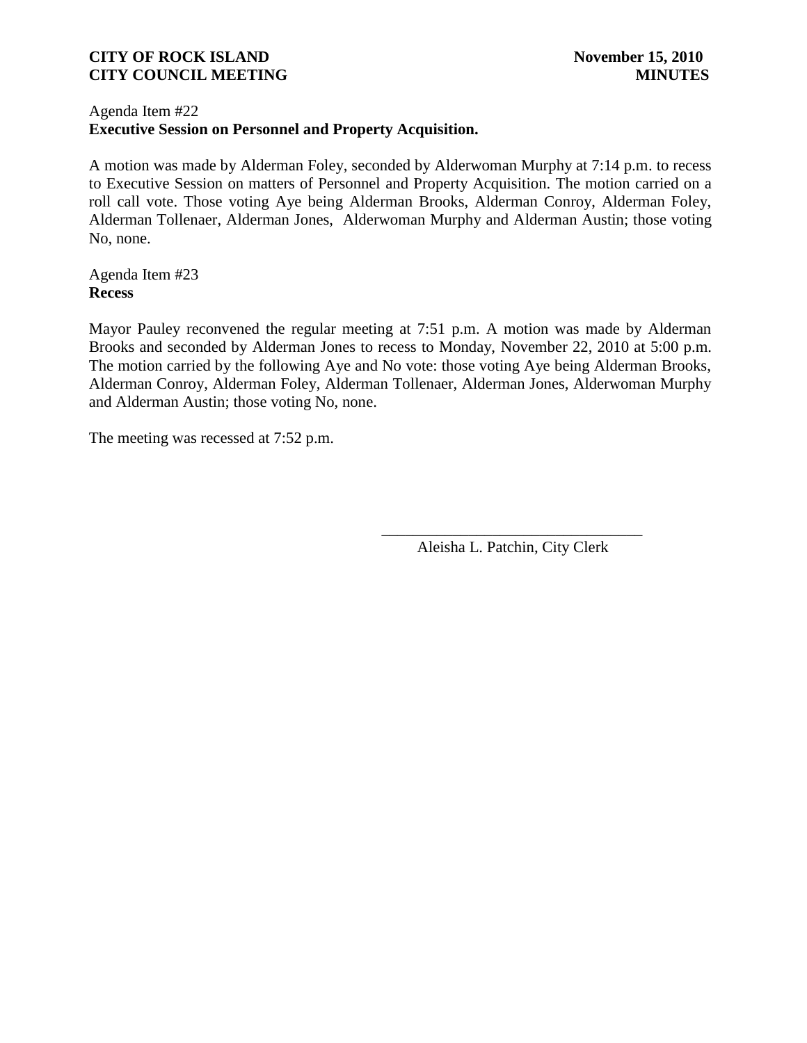Agenda Item #22
**Executive Session on Personnel and Property Acquisition.**

A motion was made by Alderman Foley, seconded by Alderwoman Murphy at 7:14 p.m. to recess to Executive Session on matters of Personnel and Property Acquisition. The motion carried on a roll call vote. Those voting Aye being Alderman Brooks, Alderman Conroy, Alderman Foley, Alderman Tollenaer, Alderman Jones, Alderwoman Murphy and Alderman Austin; those voting No, none.

Agenda Item #23
**Recess**

Mayor Pauley reconvened the regular meeting at 7:51 p.m. A motion was made by Alderman Brooks and seconded by Alderman Jones to recess to Monday, November 22, 2010 at 5:00 p.m. The motion carried by the following Aye and No vote: those voting Aye being Alderman Brooks, Alderman Conroy, Alderman Foley, Alderman Tollenaer, Alderman Jones, Alderwoman Murphy and Alderman Austin; those voting No, none.

The meeting was recessed at 7:52 p.m.

\_\_\_\_\_\_\_\_\_\_\_\_\_\_\_\_\_\_\_\_\_\_\_\_\_\_\_\_\_\_\_\_\_\_

Aleisha L. Patchin, City Clerk